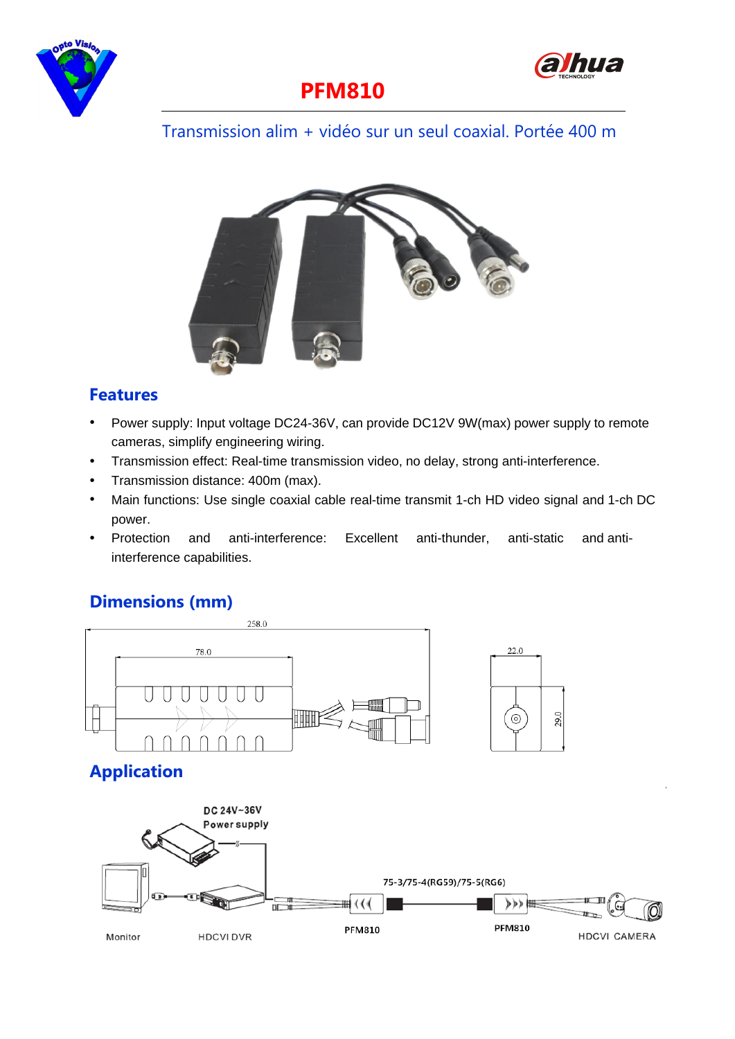# PFM810

Transmission alim + vidéo sur un seul coaxial. Portée 400 m

## Features

- Power supply: Input voltage DC24-36V, can provide DC12V 9W(max) power supply to remote cameras, simplify engineering wiring.
- Transmission effect: Real-time transmission video, no delay, strong anti-interference.
- Transmission distance: 400m (max).
- Main functions: Use single coaxial cable real-time transmit 1-ch HD video signal and 1-ch DC power.
- Protection and anti-interference: Excellent anti-thunder, anti-static and anti-interference capabilities.

## Dimensions (mm)

258.0

78.0

22.0

29.0

## Application

DC 24V~36V Power supply

75-3/75-4(RG59)/75-5(RG6)

Monitor HDCVI DVR PFM810 PFM810 HDCVI CAMERA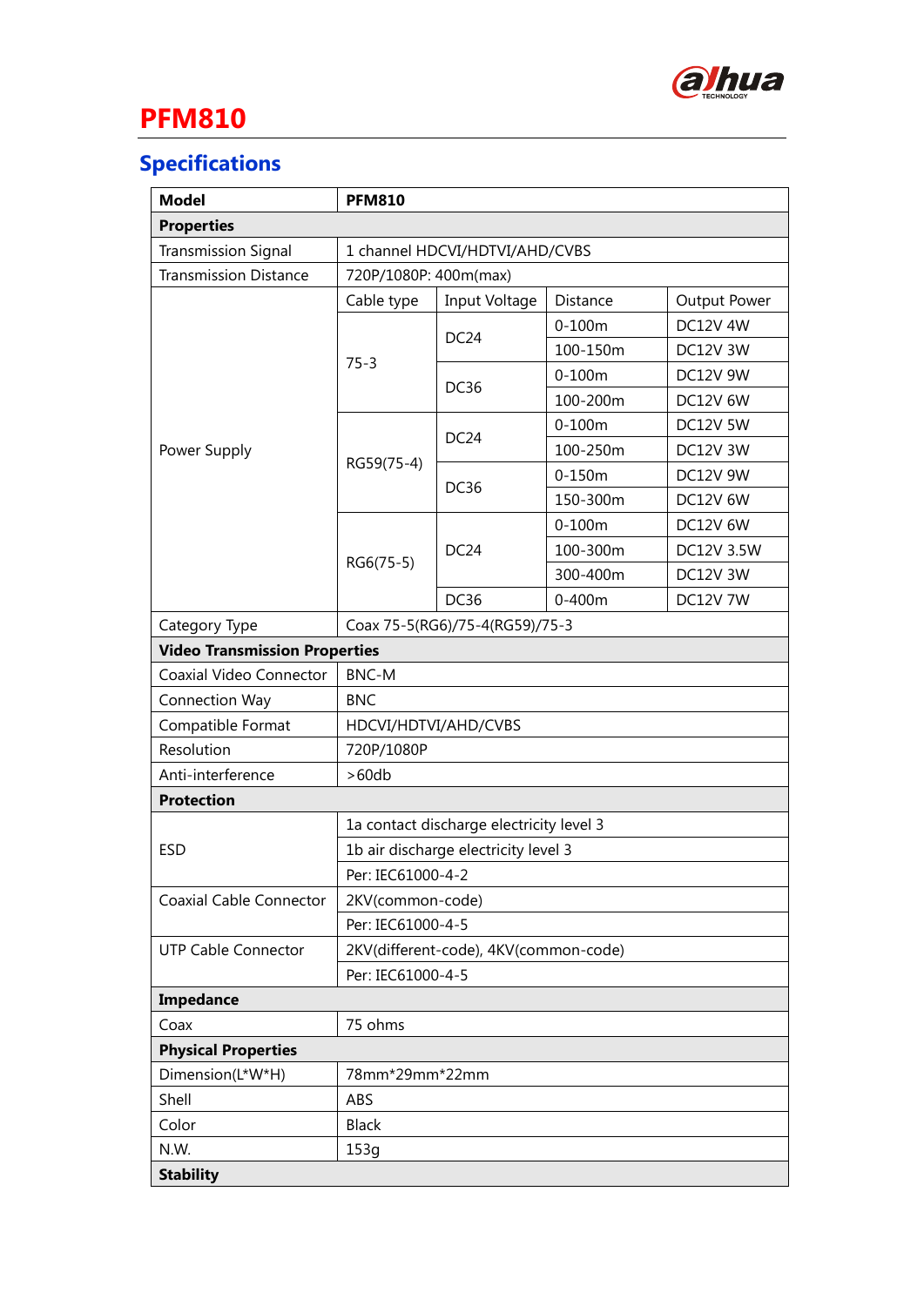# PFM810

## Specifications

| Model | PFM810 | | | |
|---|---|---|---|---|
| **Properties** | | | | |
| Transmission Signal | 1 channel HDCVI/HDTVI/AHD/CVBS | | | |
| Transmission Distance | 720P/1080P: 400m(max) | | | |
| Power Supply | Cable type | Input Voltage | Distance | Output Power |
| | 75-3 | DC24 | 0-100m | DC12V 4W |
| | | | 100-150m | DC12V 3W |
| | | DC36 | 0-100m | DC12V 9W |
| | | | 100-200m | DC12V 6W |
| | RG59(75-4) | DC24 | 0-100m | DC12V 5W |
| | | | 100-250m | DC12V 3W |
| | | DC36 | 0-150m | DC12V 9W |
| | | | 150-300m | DC12V 6W |
| | RG6(75-5) | DC24 | 0-100m | DC12V 6W |
| | | | 100-300m | DC12V 3.5W |
| | | | 300-400m | DC12V 3W |
| | | DC36 | 0-400m | DC12V 7W |
| Category Type | Coax 75-5(RG6)/75-4(RG59)/75-3 | | | |
| **Video Transmission Properties** | | | | |
| Coaxial Video Connector | BNC-M | | | |
| Connection Way | BNC | | | |
| Compatible Format | HDCVI/HDTVI/AHD/CVBS | | | |
| Resolution | 720P/1080P | | | |
| Anti-interference | >60db | | | |
| **Protection** | | | | |
| ESD | 1a contact discharge electricity level 3 | | | |
| | 1b air discharge electricity level 3 | | | |
| | Per: IEC61000-4-2 | | | |
| Coaxial Cable Connector | 2KV(common-code) | | | |
| | Per: IEC61000-4-5 | | | |
| UTP Cable Connector | 2KV(different-code), 4KV(common-code) | | | |
| | Per: IEC61000-4-5 | | | |
| **Impedance** | | | | |
| Coax | 75 ohms | | | |
| **Physical Properties** | | | | |
| Dimension(L*W*H) | 78mm*29mm*22mm | | | |
| Shell | ABS | | | |
| Color | Black | | | |
| N.W. | 153g | | | |
| **Stability** | | | | |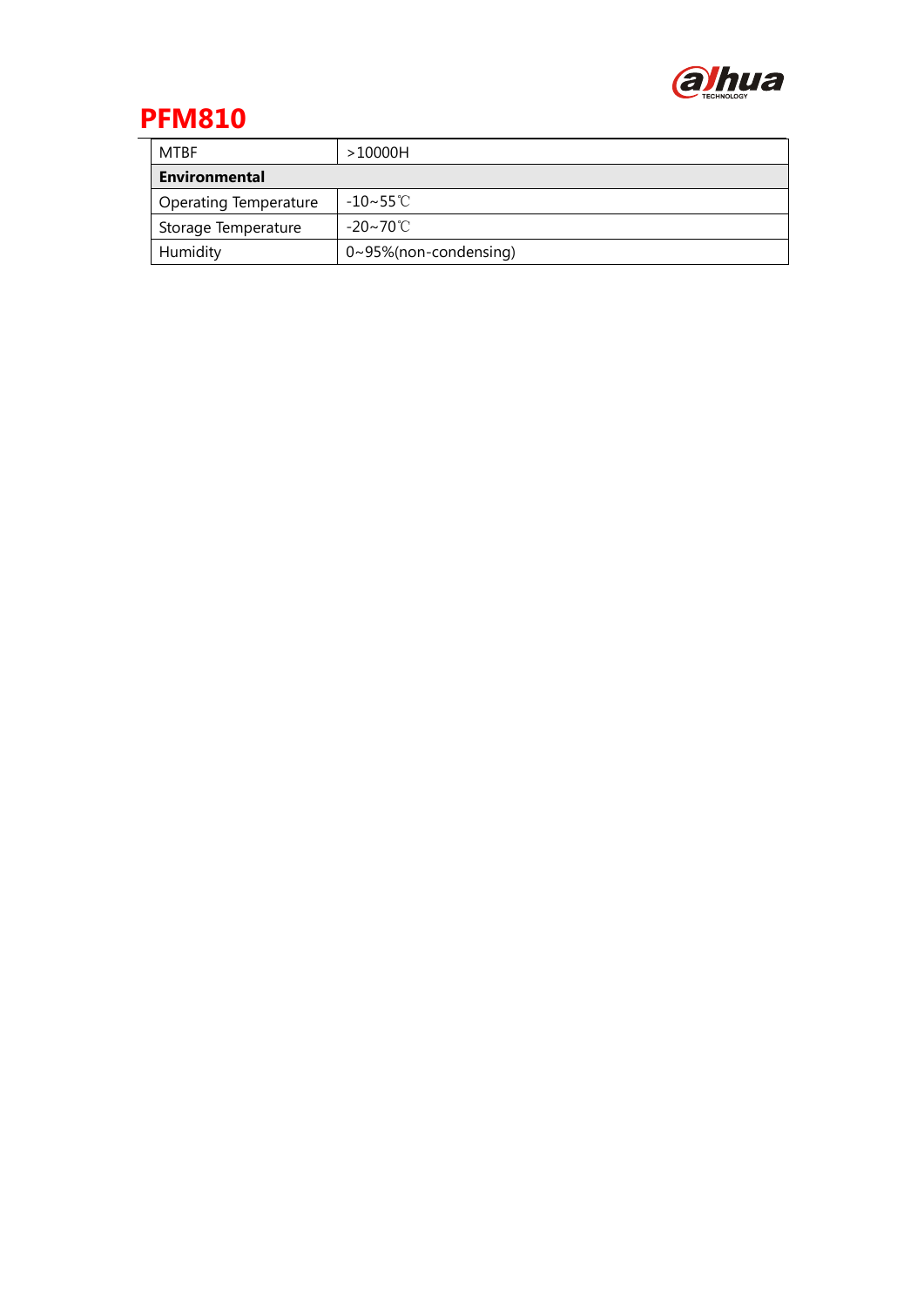# PFM810

| | |
|---|---|
| MTBF | >10000H |
| **Environmental** | |
| Operating Temperature | -10~55℃ |
| Storage Temperature | -20~70℃ |
| Humidity | 0~95%(non-condensing) |